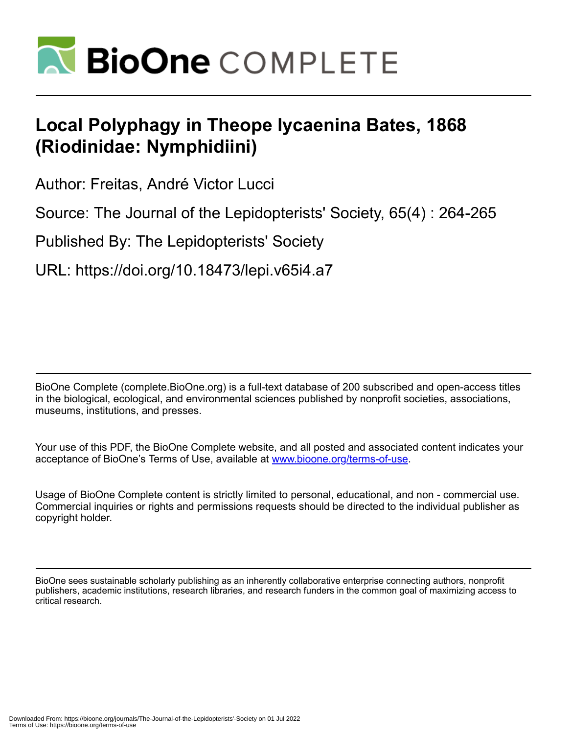# Local Polyphagy in Theope lycaenina Bates, 1868 (Riodinidae: Nymphidiini)

Author: Freitas, André Victor Lucci

Source: The Journal of the Lepidopterists' Society, 65(4) : 264-265

Published By: The Lepidopterists' Society

URL: https://doi.org/10.18473/lepi.v65i4.a7

BioOne Complete (complete.BioOne.org) is a full-text database of 200 subscribed and open-access titles in the biological, ecological, and environmental sciences published by nonprofit societies, associations, museums, institutions, and presses.

Your use of this PDF, the BioOne Complete website, and all posted and associated content indicates your acceptance of BioOne's Terms of Use, available at www.bioone.org/terms-of-use.

Usage of BioOne Complete content is strictly limited to personal, educational, and non - commercial use. Commercial inquiries or rights and permissions requests should be directed to the individual publisher as copyright holder.

BioOne sees sustainable scholarly publishing as an inherently collaborative enterprise connecting authors, nonprofit publishers, academic institutions, research libraries, and research funders in the common goal of maximizing access to critical research.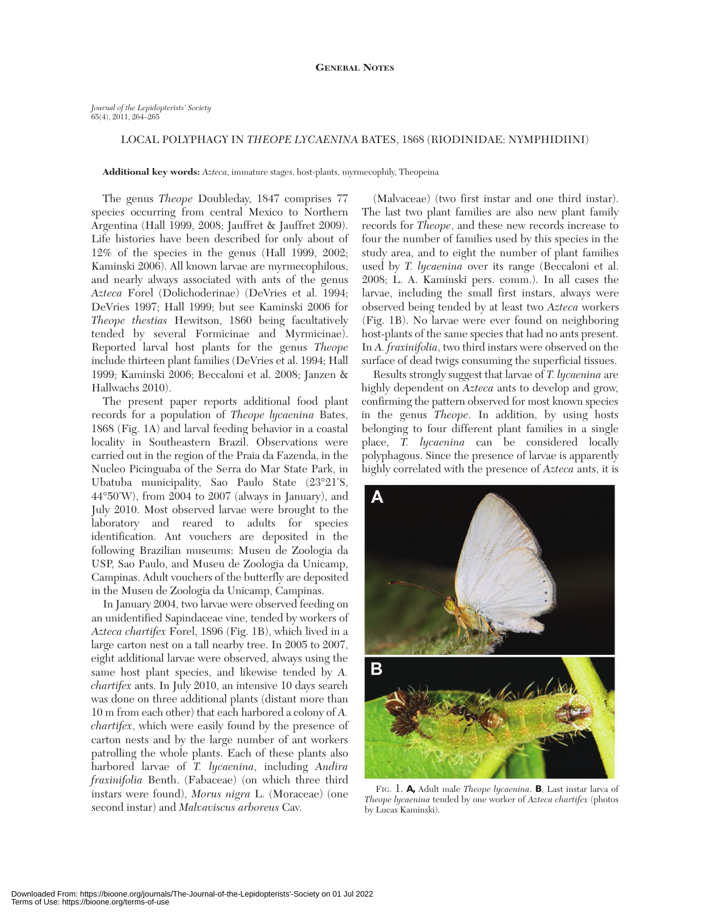**General Notes**

*Journal of the Lepidopterists' Society*
65(4), 2011, 264–265

LOCAL POLYPHAGY IN *THEOPE LYCAENINA* BATES, 1868 (RIODINIDAE: NYMPHIDIINI)

**Additional key words:** *Azteca*, immature stages, host-plants, myrmecophily, Theopeina

The genus *Theope* Doubleday, 1847 comprises 77 species occurring from central Mexico to Northern Argentina (Hall 1999, 2008; Jauffret & Jauffret 2009). Life histories have been described for only about of 12% of the species in the genus (Hall 1999, 2002; Kaminski 2006). All known larvae are myrmecophilous, and nearly always associated with ants of the genus *Azteca* Forel (Dolichoderinae) (DeVries et al. 1994; DeVries 1997; Hall 1999; but see Kaminski 2006 for *Theope thestias* Hewitson, 1860 being facultatively tended by several Formicinae and Myrmicinae). Reported larval host plants for the genus *Theope* include thirteen plant families (DeVries et al. 1994; Hall 1999; Kaminski 2006; Beccaloni et al. 2008; Janzen & Hallwachs 2010).

The present paper reports additional food plant records for a population of *Theope lycaenina* Bates, 1868 (Fig. 1A) and larval feeding behavior in a coastal locality in Southeastern Brazil. Observations were carried out in the region of the Praia da Fazenda, in the Nucleo Picinguaba of the Serra do Mar State Park, in Ubatuba municipality, Sao Paulo State (23°21'S, 44°50'W), from 2004 to 2007 (always in January), and July 2010. Most observed larvae were brought to the laboratory and reared to adults for species identification. Ant vouchers are deposited in the following Brazilian museums: Museu de Zoologia da USP, Sao Paulo, and Museu de Zoologia da Unicamp, Campinas. Adult vouchers of the butterfly are deposited in the Museu de Zoologia da Unicamp, Campinas.

In January 2004, two larvae were observed feeding on an unidentified Sapindaceae vine, tended by workers of *Azteca chartifex* Forel, 1896 (Fig. 1B), which lived in a large carton nest on a tall nearby tree. In 2005 to 2007, eight additional larvae were observed, always using the same host plant species, and likewise tended by *A. chartifex* ants. In July 2010, an intensive 10 days search was done on three additional plants (distant more than 10 m from each other) that each harbored a colony of *A. chartifex*, which were easily found by the presence of carton nests and by the large number of ant workers patrolling the whole plants. Each of these plants also harbored larvae of *T. lycaenina*, including *Andira fraxinifolia* Benth. (Fabaceae) (on which three third instars were found), *Morus nigra* L. (Moraceae) (one second instar) and *Malvaviscus arboreus* Cav. (Malvaceae) (two first instar and one third instar). The last two plant families are also new plant family records for *Theope*, and these new records increase to four the number of families used by this species in the study area, and to eight the number of plant families used by *T. lycaenina* over its range (Beccaloni et al. 2008; L. A. Kaminski pers. comm.). In all cases the larvae, including the small first instars, always were observed being tended by at least two *Azteca* workers (Fig. 1B). No larvae were ever found on neighboring host-plants of the same species that had no ants present. In *A. fraxinifolia*, two third instars were observed on the surface of dead twigs consuming the superficial tissues.

Results strongly suggest that larvae of *T. lycaenina* are highly dependent on *Azteca* ants to develop and grow, confirming the pattern observed for most known species in the genus *Theope*. In addition, by using hosts belonging to four different plant families in a single place, *T. lycaenina* can be considered locally polyphagous. Since the presence of larvae is apparently highly correlated with the presence of *Azteca* ants, it is

Fig. 1. **A,** Adult male *Theope lycaenina*. **B**, Last instar larva of *Theope lycaenina* tended by one worker of *Azteca chartifex* (photos by Lucas Kaminski).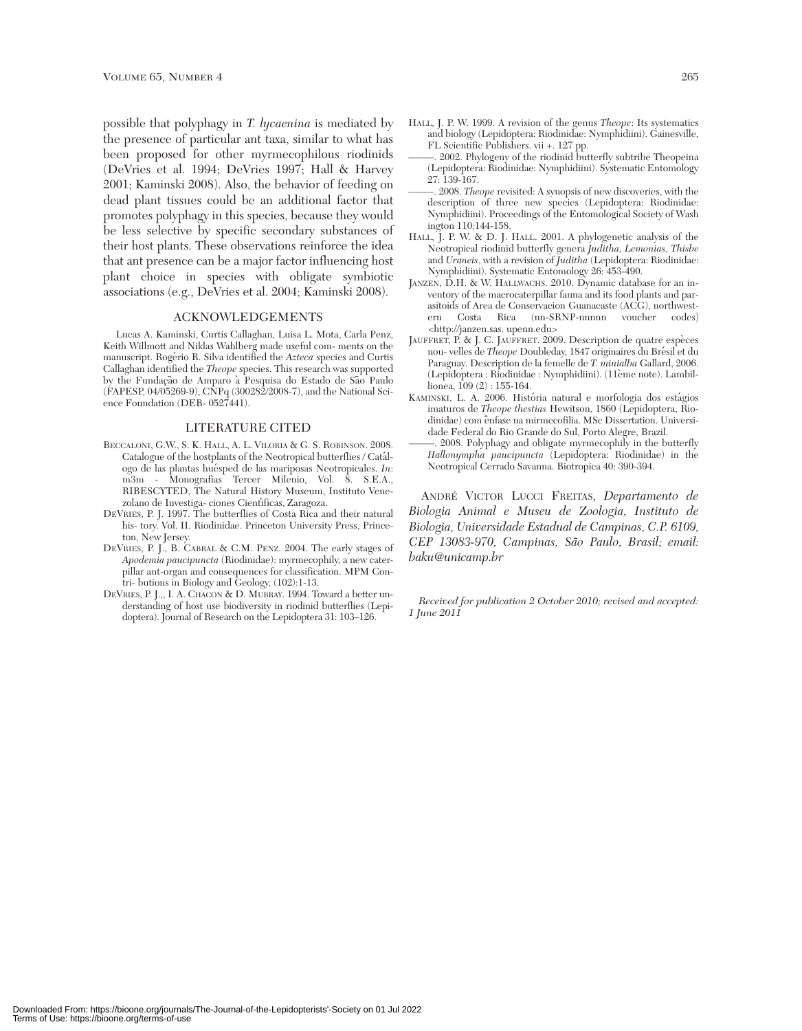possible that polyphagy in *T. lycaenina* is mediated by the presence of particular ant taxa, similar to what has been proposed for other myrmecophilous riodinids (DeVries et al. 1994; DeVries 1997; Hall & Harvey 2001; Kaminski 2008). Also, the behavior of feeding on dead plant tissues could be an additional factor that promotes polyphagy in this species, because they would be less selective by specific secondary substances of their host plants. These observations reinforce the idea that ant presence can be a major factor influencing host plant choice in species with obligate symbiotic associations (e.g., DeVries et al. 2004; Kaminski 2008).

## ACKNOWLEDGEMENTS

Lucas A. Kaminski, Curtis Callaghan, Luisa L. Mota, Carla Penz, Keith Willmott and Niklas Wahlberg made useful com- ments on the manuscript. Rogério R. Silva identified the *Azteca* species and Curtis Callaghan identified the *Theope* species. This research was supported by the Fundação de Amparo à Pesquisa do Estado de São Paulo (FAPESP, 04/05269-9), CNPq (300282/2008-7), and the National Science Foundation (DEB- 0527441).

## LITERATURE CITED

Beccaloni, G.W., S. K. Hall, A. L. Viloria & G. S. Robinson. 2008. Catalogue of the hostplants of the Neotropical butterflies / Catálogo de las plantas huésped de las mariposas Neotropicales. *In*: m3m - Monografias Tercer Milenio, Vol. 8. S.E.A., RIBESCYTED, The Natural History Museum, Instituto Venezolano de Investiga- ciones Científicas, Zaragoza.

DeVries, P. J. 1997. The butterflies of Costa Rica and their natural his- tory. Vol. II. Riodinidae. Princeton University Press, Princeton, New Jersey.

DeVries, P. J., B. Cabral & C.M. Penz. 2004. The early stages of *Apodemia paucipuncta* (Riodinidae): myrmecophily, a new caterpillar ant-organ and consequences for classification. MPM Contri- butions in Biology and Geology, (102):1-13.

DeVries, P. J.,, I. A. Chacon & D. Murray. 1994. Toward a better understanding of host use biodiversity in riodinid butterflies (Lepidoptera). Journal of Research on the Lepidoptera 31: 103–126.

Hall, J. P. W. 1999. A revision of the genus *Theope*: Its systematics and biology (Lepidoptera: Riodinidae: Nymphidiini). Gainesville, FL Scientific Publishers. vii +. 127 pp.

———. 2002. Phylogeny of the riodinid butterfly subtribe Theopeina (Lepidoptera: Riodinidae: Nymphidiini). Systematic Entomology 27: 139-167.

———. 2008. *Theope* revisited: A synopsis of new discoveries, with the description of three new species (Lepidoptera: Riodinidae: Nymphidiini). Proceedings of the Entomological Society of Wash ington 110:144-158.

Hall, J. P. W. & D. J. Hall. 2001. A phylogenetic analysis of the Neotropical riodinid butterfly genera *Juditha*, *Lemonias*, *Thisbe* and *Uraneis*, with a revision of *Juditha* (Lepidoptera: Riodinidae: Nymphidiini). Systematic Entomology 26: 453-490.

Janzen, D.H. & W. Hallwachs. 2010. Dynamic database for an inventory of the macrocaterpillar fauna and its food plants and parasitoids of Area de Conservacion Guanacaste (ACG), northwestern Costa Rica (nn-SRNP-nnnnn voucher codes) <http://janzen.sas. upenn.edu>

Jauffret, P. & J. C. Jauffret. 2009. Description de quatre espèces nou- velles de *Theope* Doubleday, 1847 originaires du Brésil et du Paraguay. Description de la femelle de *T. minialba* Gallard, 2006. (Lepidoptera : Riodinidae : Nymphidiini). (11ème note). Lambillionea, 109 (2) : 155-164.

Kaminski, L. A. 2006. História natural e morfologia dos estágios imaturos de *Theope thestias* Hewitson, 1860 (Lepidoptera, Riodinidae) com ênfase na mirmecofilia. MSc Dissertation. Universidade Federal do Rio Grande do Sul, Porto Alegre, Brazil.

———. 2008. Polyphagy and obligate myrmecophily in the butterfly *Hallonympha paucipuncta* (Lepidoptera: Riodinidae) in the Neotropical Cerrado Savanna. Biotropica 40: 390-394.

André Victor Lucci Freitas, *Departamento de Biologia Animal e Museu de Zoologia, Instituto de Biologia, Universidade Estadual de Campinas, C.P. 6109, CEP 13083-970, Campinas, São Paulo, Brasil; email: baku@unicamp.br*

*Received for publication 2 October 2010; revised and accepted: 1 June 2011*